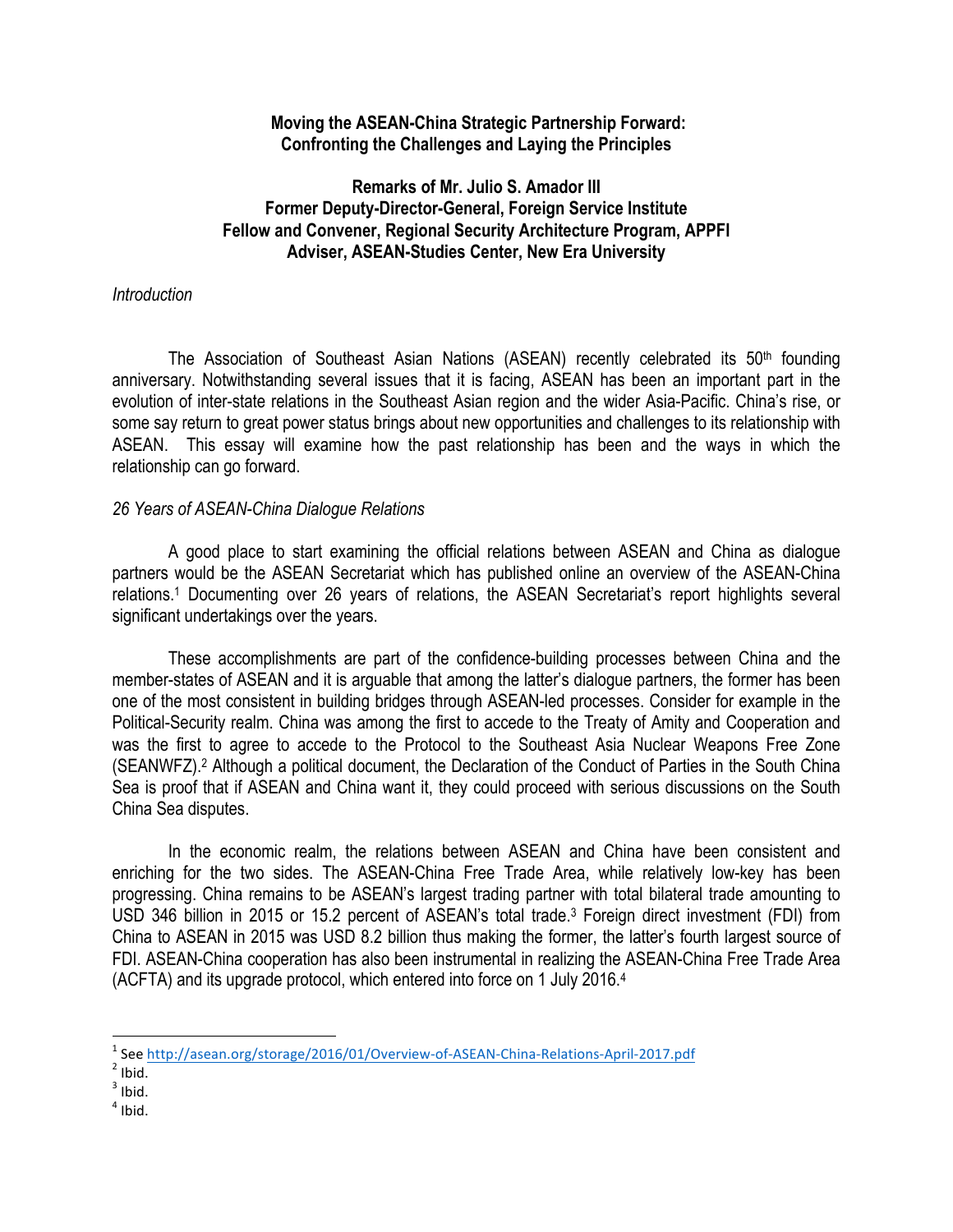**Moving the ASEAN-China Strategic Partnership Forward: Confronting the Challenges and Laying the Principles**

**Remarks of Mr. Julio S. Amador III**
**Former Deputy-Director-General, Foreign Service Institute**
**Fellow and Convener, Regional Security Architecture Program, APPFI**
**Adviser, ASEAN-Studies Center, New Era University**

*Introduction*

The Association of Southeast Asian Nations (ASEAN) recently celebrated its 50th founding anniversary. Notwithstanding several issues that it is facing, ASEAN has been an important part in the evolution of inter-state relations in the Southeast Asian region and the wider Asia-Pacific. China's rise, or some say return to great power status brings about new opportunities and challenges to its relationship with ASEAN. This essay will examine how the past relationship has been and the ways in which the relationship can go forward.

*26 Years of ASEAN-China Dialogue Relations*

A good place to start examining the official relations between ASEAN and China as dialogue partners would be the ASEAN Secretariat which has published online an overview of the ASEAN-China relations.[1] Documenting over 26 years of relations, the ASEAN Secretariat's report highlights several significant undertakings over the years.

These accomplishments are part of the confidence-building processes between China and the member-states of ASEAN and it is arguable that among the latter's dialogue partners, the former has been one of the most consistent in building bridges through ASEAN-led processes. Consider for example in the Political-Security realm. China was among the first to accede to the Treaty of Amity and Cooperation and was the first to agree to accede to the Protocol to the Southeast Asia Nuclear Weapons Free Zone (SEANWFZ).[2] Although a political document, the Declaration of the Conduct of Parties in the South China Sea is proof that if ASEAN and China want it, they could proceed with serious discussions on the South China Sea disputes.

In the economic realm, the relations between ASEAN and China have been consistent and enriching for the two sides. The ASEAN-China Free Trade Area, while relatively low-key has been progressing. China remains to be ASEAN's largest trading partner with total bilateral trade amounting to USD 346 billion in 2015 or 15.2 percent of ASEAN's total trade.[3] Foreign direct investment (FDI) from China to ASEAN in 2015 was USD 8.2 billion thus making the former, the latter's fourth largest source of FDI. ASEAN-China cooperation has also been instrumental in realizing the ASEAN-China Free Trade Area (ACFTA) and its upgrade protocol, which entered into force on 1 July 2016.[4]

---

[1] See http://asean.org/storage/2016/01/Overview-of-ASEAN-China-Relations-April-2017.pdf
[2] Ibid.
[3] Ibid.
[4] Ibid.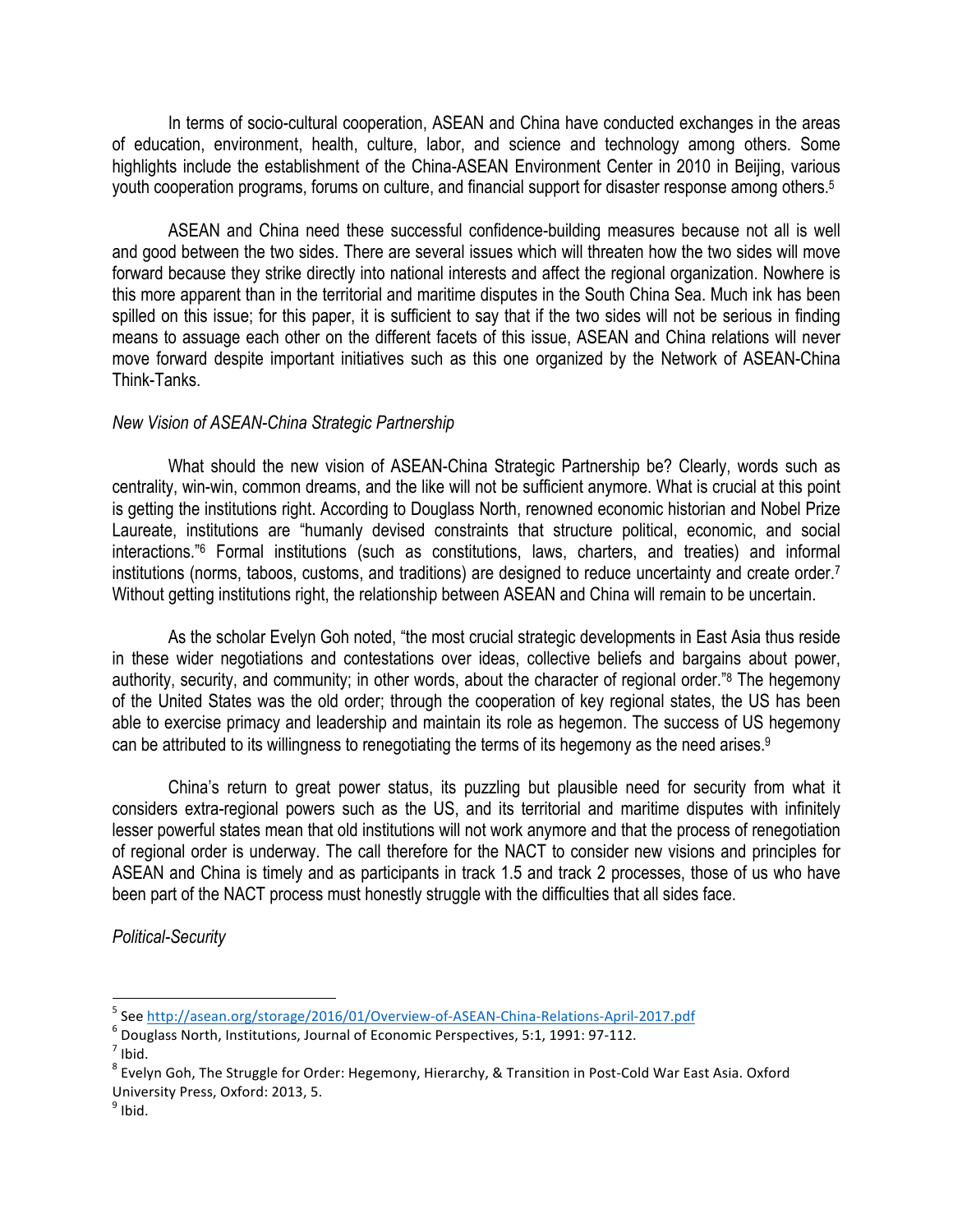In terms of socio-cultural cooperation, ASEAN and China have conducted exchanges in the areas of education, environment, health, culture, labor, and science and technology among others. Some highlights include the establishment of the China-ASEAN Environment Center in 2010 in Beijing, various youth cooperation programs, forums on culture, and financial support for disaster response among others.[5]

ASEAN and China need these successful confidence-building measures because not all is well and good between the two sides. There are several issues which will threaten how the two sides will move forward because they strike directly into national interests and affect the regional organization. Nowhere is this more apparent than in the territorial and maritime disputes in the South China Sea. Much ink has been spilled on this issue; for this paper, it is sufficient to say that if the two sides will not be serious in finding means to assuage each other on the different facets of this issue, ASEAN and China relations will never move forward despite important initiatives such as this one organized by the Network of ASEAN-China Think-Tanks.

*New Vision of ASEAN-China Strategic Partnership*

What should the new vision of ASEAN-China Strategic Partnership be? Clearly, words such as centrality, win-win, common dreams, and the like will not be sufficient anymore. What is crucial at this point is getting the institutions right. According to Douglass North, renowned economic historian and Nobel Prize Laureate, institutions are "humanly devised constraints that structure political, economic, and social interactions."[6] Formal institutions (such as constitutions, laws, charters, and treaties) and informal institutions (norms, taboos, customs, and traditions) are designed to reduce uncertainty and create order.[7] Without getting institutions right, the relationship between ASEAN and China will remain to be uncertain.

As the scholar Evelyn Goh noted, "the most crucial strategic developments in East Asia thus reside in these wider negotiations and contestations over ideas, collective beliefs and bargains about power, authority, security, and community; in other words, about the character of regional order."[8] The hegemony of the United States was the old order; through the cooperation of key regional states, the US has been able to exercise primacy and leadership and maintain its role as hegemon. The success of US hegemony can be attributed to its willingness to renegotiating the terms of its hegemony as the need arises.[9]

China's return to great power status, its puzzling but plausible need for security from what it considers extra-regional powers such as the US, and its territorial and maritime disputes with infinitely lesser powerful states mean that old institutions will not work anymore and that the process of renegotiation of regional order is underway. The call therefore for the NACT to consider new visions and principles for ASEAN and China is timely and as participants in track 1.5 and track 2 processes, those of us who have been part of the NACT process must honestly struggle with the difficulties that all sides face.

*Political-Security*

---

[5] See http://asean.org/storage/2016/01/Overview-of-ASEAN-China-Relations-April-2017.pdf

[6] Douglass North, Institutions, Journal of Economic Perspectives, 5:1, 1991: 97-112.

[7] Ibid.

[8] Evelyn Goh, The Struggle for Order: Hegemony, Hierarchy, & Transition in Post-Cold War East Asia. Oxford University Press, Oxford: 2013, 5.

[9] Ibid.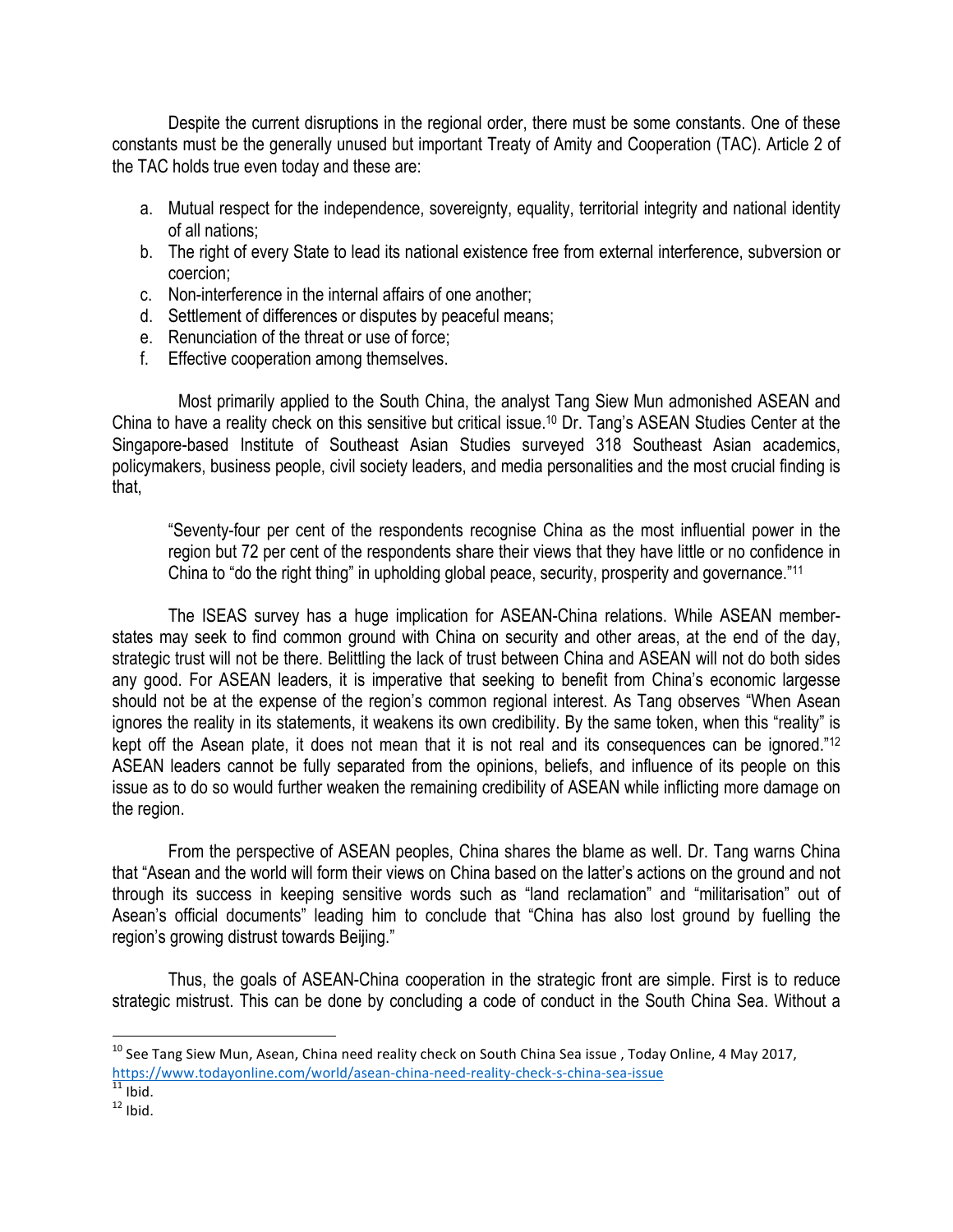Despite the current disruptions in the regional order, there must be some constants. One of these constants must be the generally unused but important Treaty of Amity and Cooperation (TAC). Article 2 of the TAC holds true even today and these are:

a. Mutual respect for the independence, sovereignty, equality, territorial integrity and national identity of all nations;
b. The right of every State to lead its national existence free from external interference, subversion or coercion;
c. Non-interference in the internal affairs of one another;
d. Settlement of differences or disputes by peaceful means;
e. Renunciation of the threat or use of force;
f. Effective cooperation among themselves.

Most primarily applied to the South China, the analyst Tang Siew Mun admonished ASEAN and China to have a reality check on this sensitive but critical issue.[10] Dr. Tang's ASEAN Studies Center at the Singapore-based Institute of Southeast Asian Studies surveyed 318 Southeast Asian academics, policymakers, business people, civil society leaders, and media personalities and the most crucial finding is that,

> "Seventy-four per cent of the respondents recognise China as the most influential power in the region but 72 per cent of the respondents share their views that they have little or no confidence in China to "do the right thing" in upholding global peace, security, prosperity and governance."[11]

The ISEAS survey has a huge implication for ASEAN-China relations. While ASEAN member-states may seek to find common ground with China on security and other areas, at the end of the day, strategic trust will not be there. Belittling the lack of trust between China and ASEAN will not do both sides any good. For ASEAN leaders, it is imperative that seeking to benefit from China's economic largesse should not be at the expense of the region's common regional interest. As Tang observes "When Asean ignores the reality in its statements, it weakens its own credibility. By the same token, when this "reality" is kept off the Asean plate, it does not mean that it is not real and its consequences can be ignored."[12] ASEAN leaders cannot be fully separated from the opinions, beliefs, and influence of its people on this issue as to do so would further weaken the remaining credibility of ASEAN while inflicting more damage on the region.

From the perspective of ASEAN peoples, China shares the blame as well. Dr. Tang warns China that "Asean and the world will form their views on China based on the latter's actions on the ground and not through its success in keeping sensitive words such as "land reclamation" and "militarisation" out of Asean's official documents" leading him to conclude that "China has also lost ground by fuelling the region's growing distrust towards Beijing."

Thus, the goals of ASEAN-China cooperation in the strategic front are simple. First is to reduce strategic mistrust. This can be done by concluding a code of conduct in the South China Sea. Without a

---

[10] See Tang Siew Mun, Asean, China need reality check on South China Sea issue , Today Online, 4 May 2017, https://www.todayonline.com/world/asean-china-need-reality-check-s-china-sea-issue

[11] Ibid.

[12] Ibid.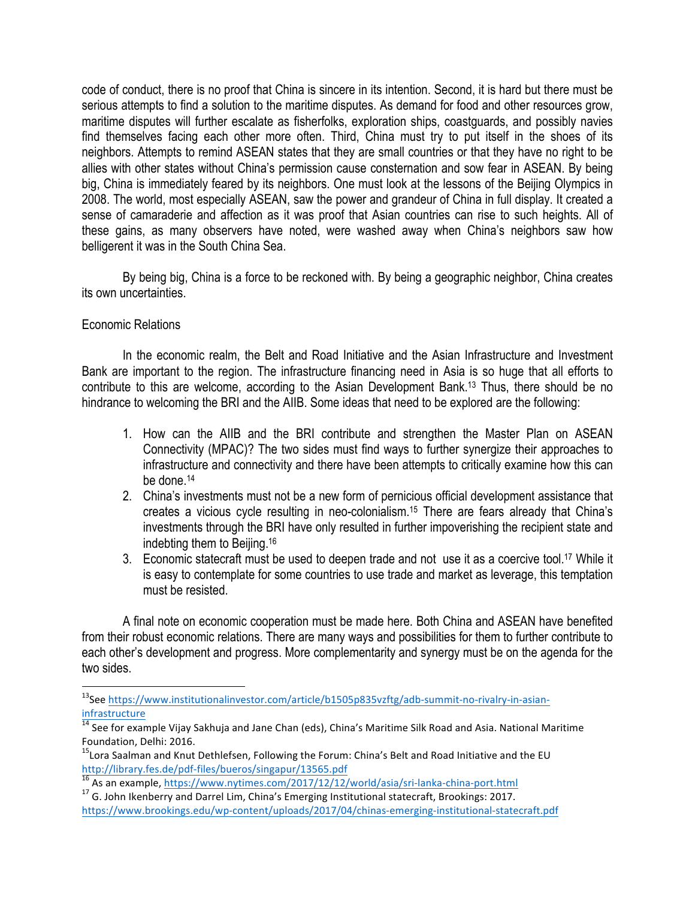code of conduct, there is no proof that China is sincere in its intention. Second, it is hard but there must be serious attempts to find a solution to the maritime disputes. As demand for food and other resources grow, maritime disputes will further escalate as fisherfolks, exploration ships, coastguards, and possibly navies find themselves facing each other more often. Third, China must try to put itself in the shoes of its neighbors. Attempts to remind ASEAN states that they are small countries or that they have no right to be allies with other states without China's permission cause consternation and sow fear in ASEAN. By being big, China is immediately feared by its neighbors. One must look at the lessons of the Beijing Olympics in 2008. The world, most especially ASEAN, saw the power and grandeur of China in full display. It created a sense of camaraderie and affection as it was proof that Asian countries can rise to such heights. All of these gains, as many observers have noted, were washed away when China's neighbors saw how belligerent it was in the South China Sea.

By being big, China is a force to be reckoned with. By being a geographic neighbor, China creates its own uncertainties.

## Economic Relations

In the economic realm, the Belt and Road Initiative and the Asian Infrastructure and Investment Bank are important to the region. The infrastructure financing need in Asia is so huge that all efforts to contribute to this are welcome, according to the Asian Development Bank.[13] Thus, there should be no hindrance to welcoming the BRI and the AIIB. Some ideas that need to be explored are the following:

1. How can the AIIB and the BRI contribute and strengthen the Master Plan on ASEAN Connectivity (MPAC)? The two sides must find ways to further synergize their approaches to infrastructure and connectivity and there have been attempts to critically examine how this can be done.[14]
2. China's investments must not be a new form of pernicious official development assistance that creates a vicious cycle resulting in neo-colonialism.[15] There are fears already that China's investments through the BRI have only resulted in further impoverishing the recipient state and indebting them to Beijing.[16]
3. Economic statecraft must be used to deepen trade and not use it as a coercive tool.[17] While it is easy to contemplate for some countries to use trade and market as leverage, this temptation must be resisted.

A final note on economic cooperation must be made here. Both China and ASEAN have benefited from their robust economic relations. There are many ways and possibilities for them to further contribute to each other's development and progress. More complementarity and synergy must be on the agenda for the two sides.

---

[13] See https://www.institutionalinvestor.com/article/b1505p835vzftg/adb-summit-no-rivalry-in-asian-infrastructure

[14] See for example Vijay Sakhuja and Jane Chan (eds), China's Maritime Silk Road and Asia. National Maritime Foundation, Delhi: 2016.

[15] Lora Saalman and Knut Dethlefsen, Following the Forum: China's Belt and Road Initiative and the EU http://library.fes.de/pdf-files/bueros/singapur/13565.pdf

[16] As an example, https://www.nytimes.com/2017/12/12/world/asia/sri-lanka-china-port.html

[17] G. John Ikenberry and Darrel Lim, China's Emerging Institutional statecraft, Brookings: 2017. https://www.brookings.edu/wp-content/uploads/2017/04/chinas-emerging-institutional-statecraft.pdf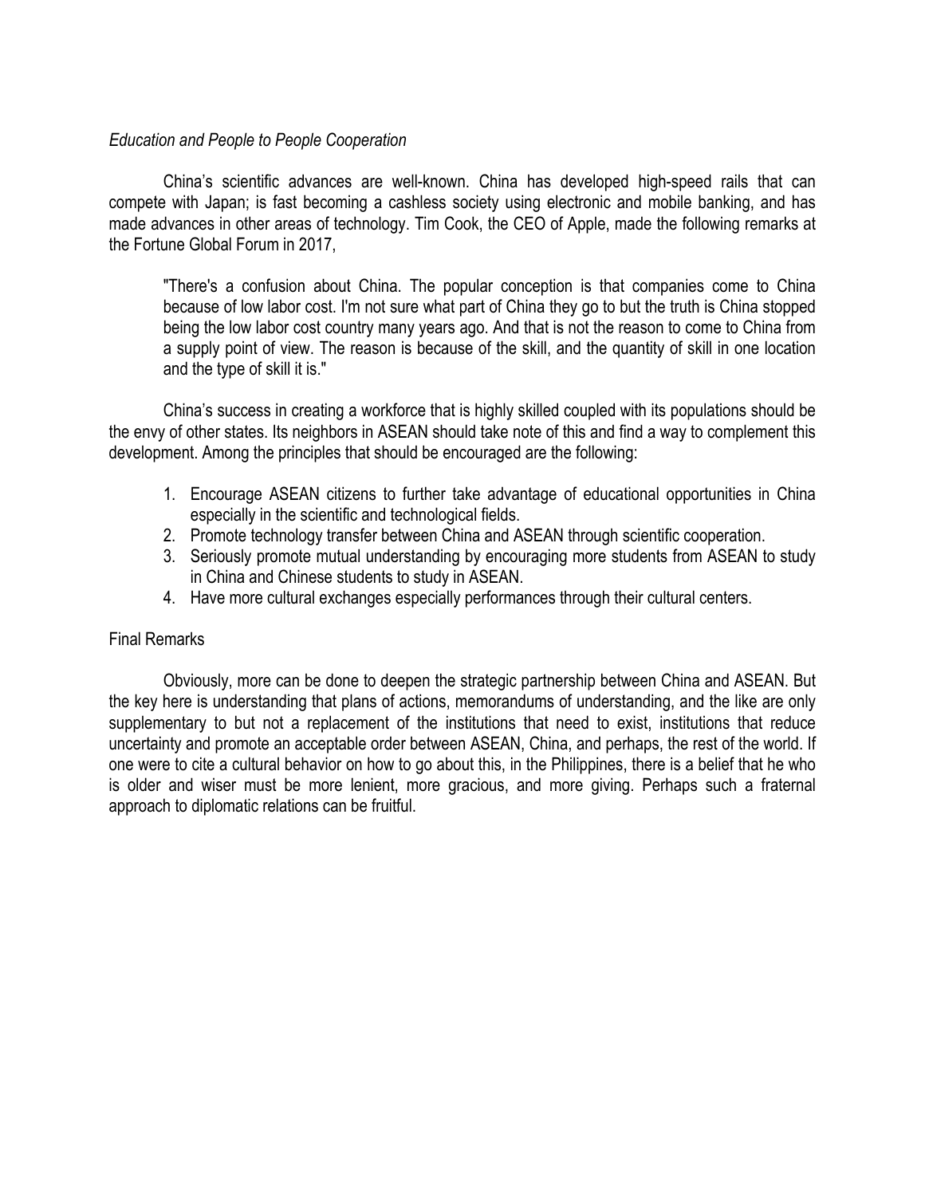### *Education and People to People Cooperation*

China's scientific advances are well-known. China has developed high-speed rails that can compete with Japan; is fast becoming a cashless society using electronic and mobile banking, and has made advances in other areas of technology. Tim Cook, the CEO of Apple, made the following remarks at the Fortune Global Forum in 2017,

> "There's a confusion about China. The popular conception is that companies come to China because of low labor cost. I'm not sure what part of China they go to but the truth is China stopped being the low labor cost country many years ago. And that is not the reason to come to China from a supply point of view. The reason is because of the skill, and the quantity of skill in one location and the type of skill it is."

China's success in creating a workforce that is highly skilled coupled with its populations should be the envy of other states. Its neighbors in ASEAN should take note of this and find a way to complement this development. Among the principles that should be encouraged are the following:

1. Encourage ASEAN citizens to further take advantage of educational opportunities in China especially in the scientific and technological fields.
2. Promote technology transfer between China and ASEAN through scientific cooperation.
3. Seriously promote mutual understanding by encouraging more students from ASEAN to study in China and Chinese students to study in ASEAN.
4. Have more cultural exchanges especially performances through their cultural centers.

## Final Remarks

Obviously, more can be done to deepen the strategic partnership between China and ASEAN. But the key here is understanding that plans of actions, memorandums of understanding, and the like are only supplementary to but not a replacement of the institutions that need to exist, institutions that reduce uncertainty and promote an acceptable order between ASEAN, China, and perhaps, the rest of the world. If one were to cite a cultural behavior on how to go about this, in the Philippines, there is a belief that he who is older and wiser must be more lenient, more gracious, and more giving. Perhaps such a fraternal approach to diplomatic relations can be fruitful.